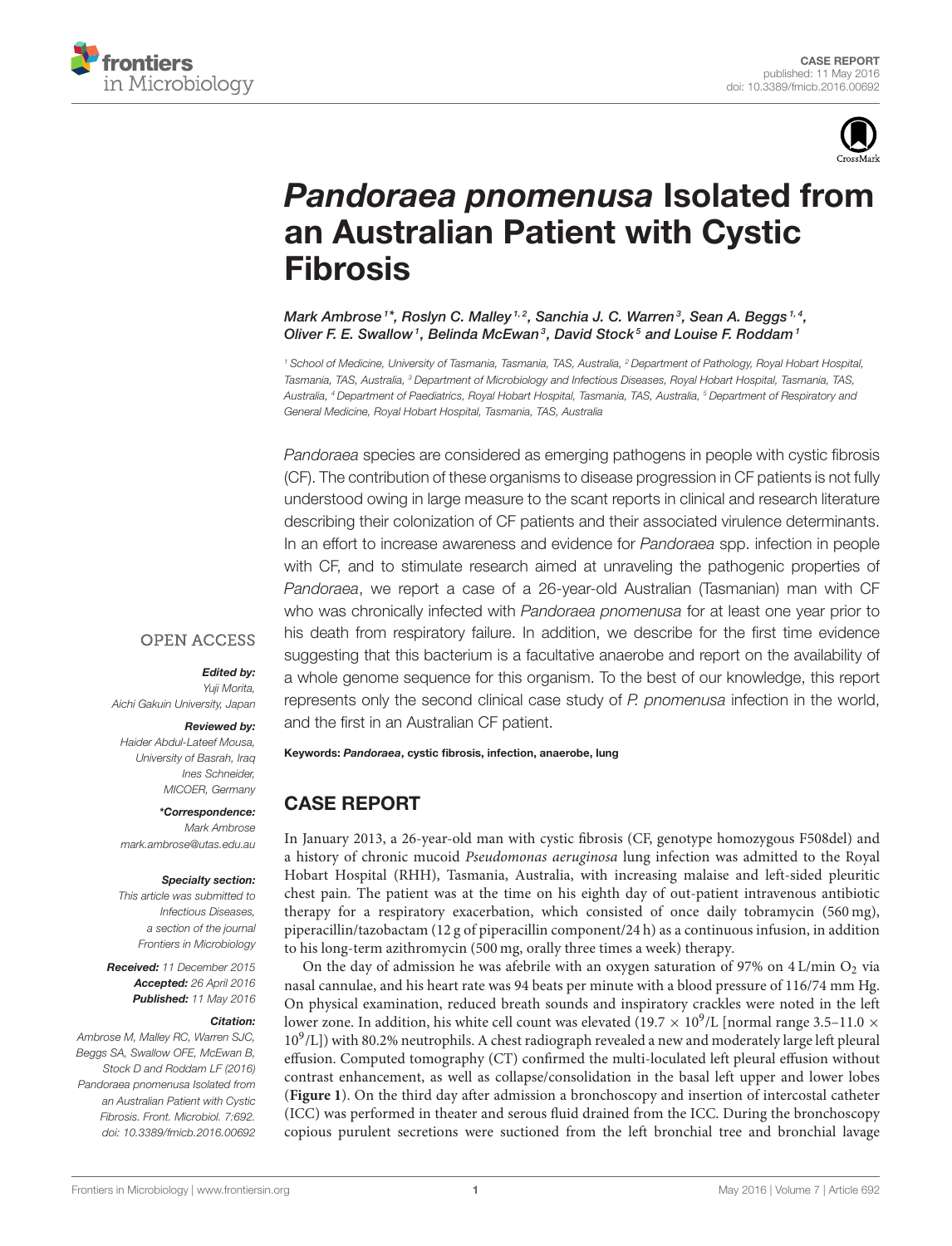CASE REPORT
published: 11 May 2016
doi: 10.3389/fmicb.2016.00692

# *Pandoraea pnomenusa* Isolated from an Australian Patient with Cystic Fibrosis

*Mark Ambrose[1]\*, Roslyn C. Malley[1,2], Sanchia J. C. Warren[3], Sean A. Beggs[1,4], Oliver F. E. Swallow[1], Belinda McEwan[3], David Stock[5] and Louise F. Roddam[1]*

[1] School of Medicine, University of Tasmania, Tasmania, TAS, Australia, [2] Department of Pathology, Royal Hobart Hospital, Tasmania, TAS, Australia, [3] Department of Microbiology and Infectious Diseases, Royal Hobart Hospital, Tasmania, TAS, Australia, [4] Department of Paediatrics, Royal Hobart Hospital, Tasmania, TAS, Australia, [5] Department of Respiratory and General Medicine, Royal Hobart Hospital, Tasmania, TAS, Australia

*Pandoraea* species are considered as emerging pathogens in people with cystic fibrosis (CF). The contribution of these organisms to disease progression in CF patients is not fully understood owing in large measure to the scant reports in clinical and research literature describing their colonization of CF patients and their associated virulence determinants. In an effort to increase awareness and evidence for *Pandoraea* spp. infection in people with CF, and to stimulate research aimed at unraveling the pathogenic properties of *Pandoraea*, we report a case of a 26-year-old Australian (Tasmanian) man with CF who was chronically infected with *Pandoraea pnomenusa* for at least one year prior to his death from respiratory failure. In addition, we describe for the first time evidence suggesting that this bacterium is a facultative anaerobe and report on the availability of a whole genome sequence for this organism. To the best of our knowledge, this report represents only the second clinical case study of *P. pnomenusa* infection in the world, and the first in an Australian CF patient.

**Keywords:** ***Pandoraea*, cystic fibrosis, infection, anaerobe, lung**

OPEN ACCESS

***Edited by:***
*Yuji Morita, Aichi Gakuin University, Japan*

***Reviewed by:***
*Haider Abdul-Lateef Mousa, University of Basrah, Iraq*
*Ines Schneider, MICOER, Germany*

***\*Correspondence:***
*Mark Ambrose*
*mark.ambrose@utas.edu.au*

***Specialty section:***
*This article was submitted to Infectious Diseases, a section of the journal Frontiers in Microbiology*

***Received:*** *11 December 2015*
***Accepted:*** *26 April 2016*
***Published:*** *11 May 2016*

***Citation:***
*Ambrose M, Malley RC, Warren SJC, Beggs SA, Swallow OFE, McEwan B, Stock D and Roddam LF (2016) Pandoraea pnomenusa Isolated from an Australian Patient with Cystic Fibrosis. Front. Microbiol. 7:692. doi: 10.3389/fmicb.2016.00692*

## CASE REPORT

In January 2013, a 26-year-old man with cystic fibrosis (CF, genotype homozygous F508del) and a history of chronic mucoid *Pseudomonas aeruginosa* lung infection was admitted to the Royal Hobart Hospital (RHH), Tasmania, Australia, with increasing malaise and left-sided pleuritic chest pain. The patient was at the time on his eighth day of out-patient intravenous antibiotic therapy for a respiratory exacerbation, which consisted of once daily tobramycin (560 mg), piperacillin/tazobactam (12 g of piperacillin component/24 h) as a continuous infusion, in addition to his long-term azithromycin (500 mg, orally three times a week) therapy.

On the day of admission he was afebrile with an oxygen saturation of 97% on 4 L/min $O_2$ via nasal cannulae, and his heart rate was 94 beats per minute with a blood pressure of 116/74 mm Hg. On physical examination, reduced breath sounds and inspiratory crackles were noted in the left lower zone. In addition, his white cell count was elevated ($19.7 \times 10^9$/L [normal range 3.5–11.0 $\times 10^9$/L]) with 80.2% neutrophils. A chest radiograph revealed a new and moderately large left pleural effusion. Computed tomography (CT) confirmed the multi-loculated left pleural effusion without contrast enhancement, as well as collapse/consolidation in the basal left upper and lower lobes (**Figure 1**). On the third day after admission a bronchoscopy and insertion of intercostal catheter (ICC) was performed in theater and serous fluid drained from the ICC. During the bronchoscopy copious purulent secretions were suctioned from the left bronchial tree and bronchial lavage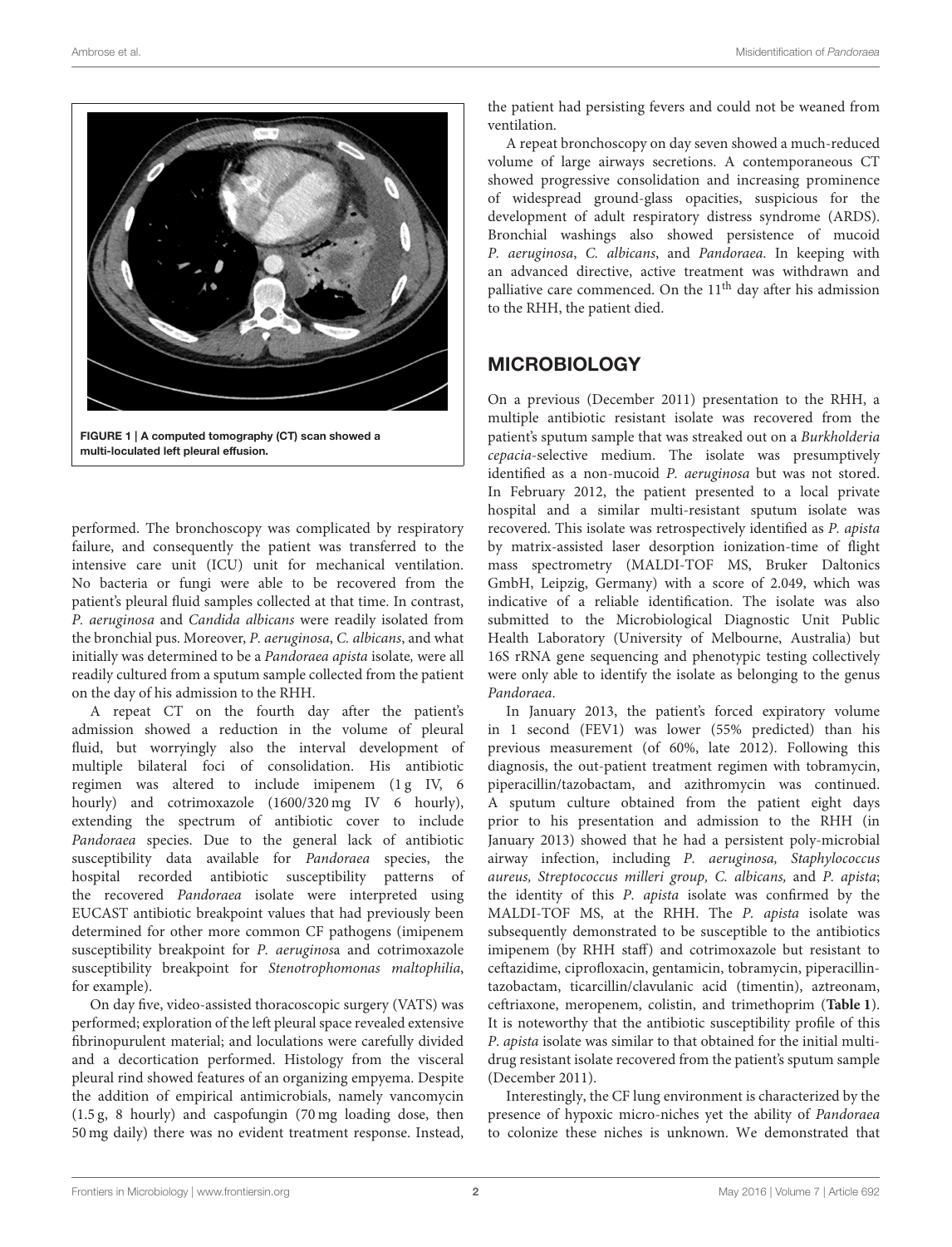FIGURE 1 | A computed tomography (CT) scan showed a multi-loculated left pleural effusion.

performed. The bronchoscopy was complicated by respiratory failure, and consequently the patient was transferred to the intensive care unit (ICU) unit for mechanical ventilation. No bacteria or fungi were able to be recovered from the patient's pleural fluid samples collected at that time. In contrast, *P. aeruginosa* and *Candida albicans* were readily isolated from the bronchial pus. Moreover, *P. aeruginosa*, *C. albicans*, and what initially was determined to be a *Pandoraea apista* isolate, were all readily cultured from a sputum sample collected from the patient on the day of his admission to the RHH.

A repeat CT on the fourth day after the patient's admission showed a reduction in the volume of pleural fluid, but worryingly also the interval development of multiple bilateral foci of consolidation. His antibiotic regimen was altered to include imipenem (1 g IV, 6 hourly) and cotrimoxazole (1600/320 mg IV 6 hourly), extending the spectrum of antibiotic cover to include *Pandoraea* species. Due to the general lack of antibiotic susceptibility data available for *Pandoraea* species, the hospital recorded antibiotic susceptibility patterns of the recovered *Pandoraea* isolate were interpreted using EUCAST antibiotic breakpoint values that had previously been determined for other more common CF pathogens (imipenem susceptibility breakpoint for *P. aeruginosa* and cotrimoxazole susceptibility breakpoint for *Stenotrophomonas maltophilia*, for example).

On day five, video-assisted thoracoscopic surgery (VATS) was performed; exploration of the left pleural space revealed extensive fibrinopurulent material; and loculations were carefully divided and a decortication performed. Histology from the visceral pleural rind showed features of an organizing empyema. Despite the addition of empirical antimicrobials, namely vancomycin (1.5 g, 8 hourly) and caspofungin (70 mg loading dose, then 50 mg daily) there was no evident treatment response. Instead, the patient had persisting fevers and could not be weaned from ventilation.

A repeat bronchoscopy on day seven showed a much-reduced volume of large airways secretions. A contemporaneous CT showed progressive consolidation and increasing prominence of widespread ground-glass opacities, suspicious for the development of adult respiratory distress syndrome (ARDS). Bronchial washings also showed persistence of mucoid *P. aeruginosa*, *C. albicans*, and *Pandoraea*. In keeping with an advanced directive, active treatment was withdrawn and palliative care commenced. On the 11th day after his admission to the RHH, the patient died.

## MICROBIOLOGY

On a previous (December 2011) presentation to the RHH, a multiple antibiotic resistant isolate was recovered from the patient's sputum sample that was streaked out on a *Burkholderia cepacia*-selective medium. The isolate was presumptively identified as a non-mucoid *P. aeruginosa* but was not stored. In February 2012, the patient presented to a local private hospital and a similar multi-resistant sputum isolate was recovered. This isolate was retrospectively identified as *P. apista* by matrix-assisted laser desorption ionization-time of flight mass spectrometry (MALDI-TOF MS, Bruker Daltonics GmbH, Leipzig, Germany) with a score of 2.049, which was indicative of a reliable identification. The isolate was also submitted to the Microbiological Diagnostic Unit Public Health Laboratory (University of Melbourne, Australia) but 16S rRNA gene sequencing and phenotypic testing collectively were only able to identify the isolate as belonging to the genus *Pandoraea*.

In January 2013, the patient's forced expiratory volume in 1 second (FEV1) was lower (55% predicted) than his previous measurement (of 60%, late 2012). Following this diagnosis, the out-patient treatment regimen with tobramycin, piperacillin/tazobactam, and azithromycin was continued. A sputum culture obtained from the patient eight days prior to his presentation and admission to the RHH (in January 2013) showed that he had a persistent poly-microbial airway infection, including *P. aeruginosa, Staphylococcus aureus, Streptococcus milleri group, C. albicans,* and *P. apista*; the identity of this *P. apista* isolate was confirmed by the MALDI-TOF MS, at the RHH. The *P. apista* isolate was subsequently demonstrated to be susceptible to the antibiotics imipenem (by RHH staff) and cotrimoxazole but resistant to ceftazidime, ciprofloxacin, gentamicin, tobramycin, piperacillin-tazobactam, ticarcillin/clavulanic acid (timentin), aztreonam, ceftriaxone, meropenem, colistin, and trimethoprim (**Table 1**). It is noteworthy that the antibiotic susceptibility profile of this *P. apista* isolate was similar to that obtained for the initial multi-drug resistant isolate recovered from the patient's sputum sample (December 2011).

Interestingly, the CF lung environment is characterized by the presence of hypoxic micro-niches yet the ability of *Pandoraea* to colonize these niches is unknown. We demonstrated that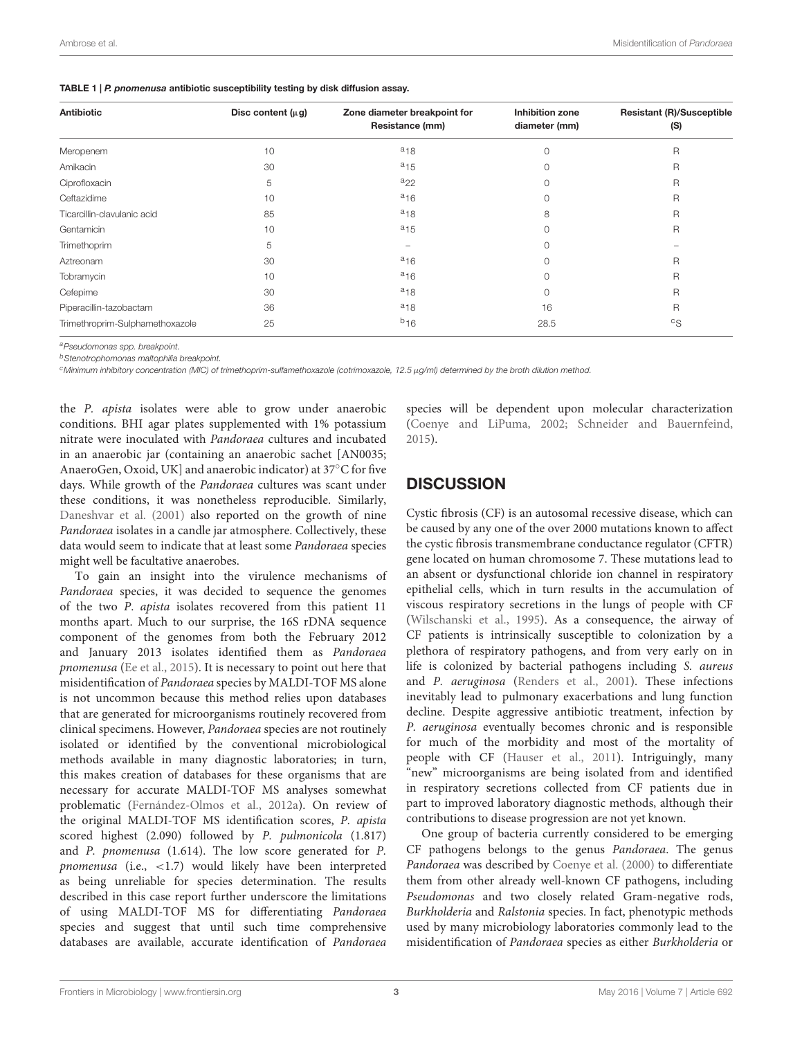**TABLE 1 | *P. pnomenusa* antibiotic susceptibility testing by disk diffusion assay.**

| Antibiotic | Disc content (μg) | Zone diameter breakpoint for Resistance (mm) | Inhibition zone diameter (mm) | Resistant (R)/Susceptible (S) |
|---|---|---|---|---|
| Meropenem | 10 | [a]18 | 0 | R |
| Amikacin | 30 | [a]15 | 0 | R |
| Ciprofloxacin | 5 | [a]22 | 0 | R |
| Ceftazidime | 10 | [a]16 | 0 | R |
| Ticarcillin-clavulanic acid | 85 | [a]18 | 8 | R |
| Gentamicin | 10 | [a]15 | 0 | R |
| Trimethoprim | 5 | – | 0 | – |
| Aztreonam | 30 | [a]16 | 0 | R |
| Tobramycin | 10 | [a]16 | 0 | R |
| Cefepime | 30 | [a]18 | 0 | R |
| Piperacillin-tazobactam | 36 | [a]18 | 16 | R |
| Trimethroprim-Sulphamethoxazole | 25 | [b]16 | 28.5 | [c]S |

[a]*Pseudomonas spp. breakpoint.*

[b]*Stenotrophomonas maltophilia breakpoint.*

[c]*Minimum inhibitory concentration (MIC) of trimethoprim-sulfamethoxazole (cotrimoxazole, 12.5 μg/ml) determined by the broth dilution method.*

the *P. apista* isolates were able to grow under anaerobic conditions. BHI agar plates supplemented with 1% potassium nitrate were inoculated with *Pandoraea* cultures and incubated in an anaerobic jar (containing an anaerobic sachet [AN0035; AnaeroGen, Oxoid, UK] and anaerobic indicator) at 37°C for five days. While growth of the *Pandoraea* cultures was scant under these conditions, it was nonetheless reproducible. Similarly, Daneshvar et al. (2001) also reported on the growth of nine *Pandoraea* isolates in a candle jar atmosphere. Collectively, these data would seem to indicate that at least some *Pandoraea* species might well be facultative anaerobes.

To gain an insight into the virulence mechanisms of *Pandoraea* species, it was decided to sequence the genomes of the two *P. apista* isolates recovered from this patient 11 months apart. Much to our surprise, the 16S rDNA sequence component of the genomes from both the February 2012 and January 2013 isolates identified them as *Pandoraea pnomenusa* (Ee et al., 2015). It is necessary to point out here that misidentification of *Pandoraea* species by MALDI-TOF MS alone is not uncommon because this method relies upon databases that are generated for microorganisms routinely recovered from clinical specimens. However, *Pandoraea* species are not routinely isolated or identified by the conventional microbiological methods available in many diagnostic laboratories; in turn, this makes creation of databases for these organisms that are necessary for accurate MALDI-TOF MS analyses somewhat problematic (Fernández-Olmos et al., 2012a). On review of the original MALDI-TOF MS identification scores, *P. apista* scored highest (2.090) followed by *P. pulmonicola* (1.817) and *P. pnomenusa* (1.614). The low score generated for *P. pnomenusa* (i.e., <1.7) would likely have been interpreted as being unreliable for species determination. The results described in this case report further underscore the limitations of using MALDI-TOF MS for differentiating *Pandoraea* species and suggest that until such time comprehensive databases are available, accurate identification of *Pandoraea* species will be dependent upon molecular characterization (Coenye and LiPuma, 2002; Schneider and Bauernfeind, 2015).

## DISCUSSION

Cystic fibrosis (CF) is an autosomal recessive disease, which can be caused by any one of the over 2000 mutations known to affect the cystic fibrosis transmembrane conductance regulator (CFTR) gene located on human chromosome 7. These mutations lead to an absent or dysfunctional chloride ion channel in respiratory epithelial cells, which in turn results in the accumulation of viscous respiratory secretions in the lungs of people with CF (Wilschanski et al., 1995). As a consequence, the airway of CF patients is intrinsically susceptible to colonization by a plethora of respiratory pathogens, and from very early on in life is colonized by bacterial pathogens including *S. aureus* and *P. aeruginosa* (Renders et al., 2001). These infections inevitably lead to pulmonary exacerbations and lung function decline. Despite aggressive antibiotic treatment, infection by *P. aeruginosa* eventually becomes chronic and is responsible for much of the morbidity and most of the mortality of people with CF (Hauser et al., 2011). Intriguingly, many "new" microorganisms are being isolated from and identified in respiratory secretions collected from CF patients due in part to improved laboratory diagnostic methods, although their contributions to disease progression are not yet known.

One group of bacteria currently considered to be emerging CF pathogens belongs to the genus *Pandoraea*. The genus *Pandoraea* was described by Coenye et al. (2000) to differentiate them from other already well-known CF pathogens, including *Pseudomonas* and two closely related Gram-negative rods, *Burkholderia* and *Ralstonia* species. In fact, phenotypic methods used by many microbiology laboratories commonly lead to the misidentification of *Pandoraea* species as either *Burkholderia* or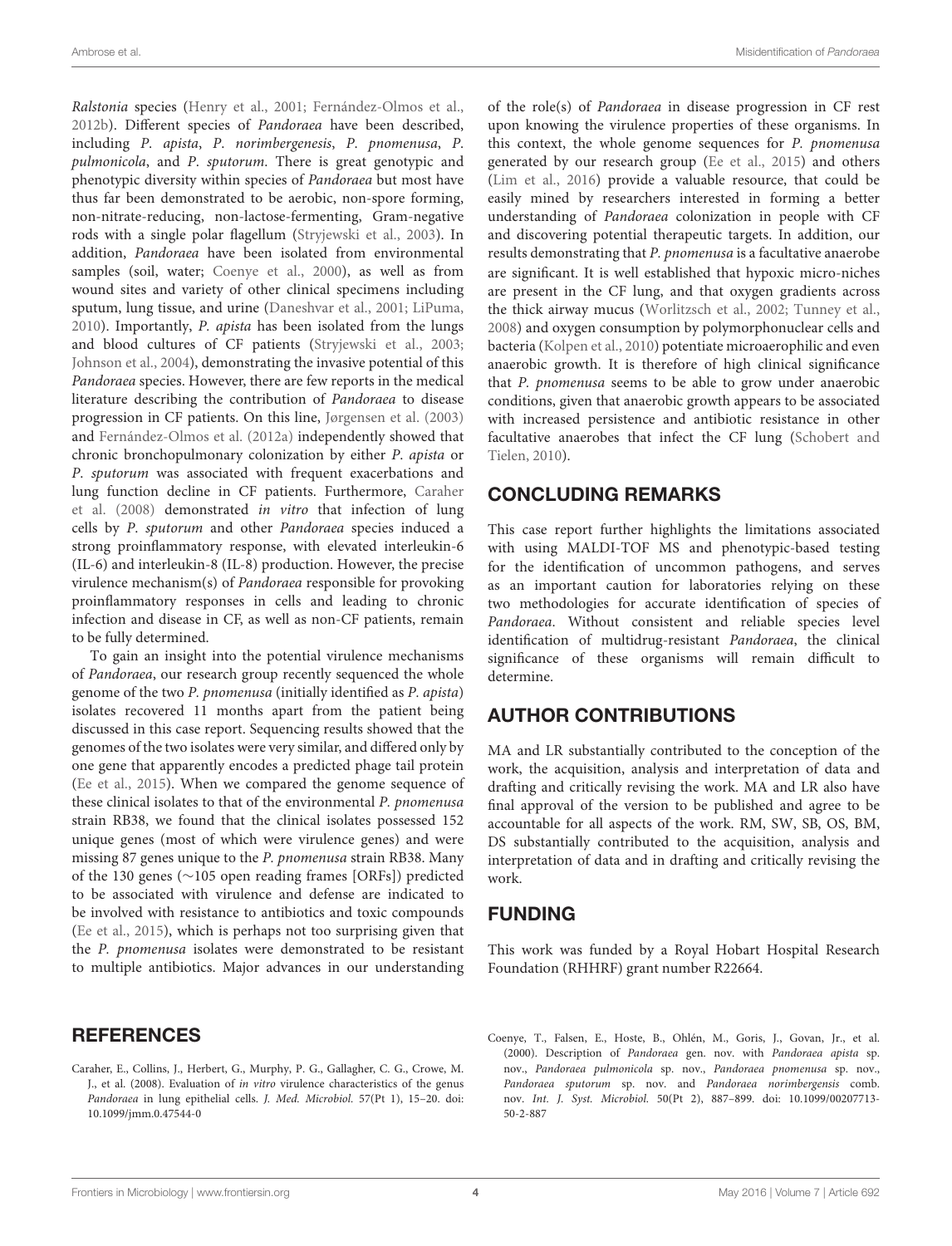*Ralstonia* species (Henry et al., 2001; Fernández-Olmos et al., 2012b). Different species of *Pandoraea* have been described, including *P. apista*, *P. norimbergenesis*, *P. pnomenusa*, *P. pulmonicola*, and *P. sputorum*. There is great genotypic and phenotypic diversity within species of *Pandoraea* but most have thus far been demonstrated to be aerobic, non-spore forming, non-nitrate-reducing, non-lactose-fermenting, Gram-negative rods with a single polar flagellum (Stryjewski et al., 2003). In addition, *Pandoraea* have been isolated from environmental samples (soil, water; Coenye et al., 2000), as well as from wound sites and variety of other clinical specimens including sputum, lung tissue, and urine (Daneshvar et al., 2001; LiPuma, 2010). Importantly, *P. apista* has been isolated from the lungs and blood cultures of CF patients (Stryjewski et al., 2003; Johnson et al., 2004), demonstrating the invasive potential of this *Pandoraea* species. However, there are few reports in the medical literature describing the contribution of *Pandoraea* to disease progression in CF patients. On this line, Jørgensen et al. (2003) and Fernández-Olmos et al. (2012a) independently showed that chronic bronchopulmonary colonization by either *P. apista* or *P. sputorum* was associated with frequent exacerbations and lung function decline in CF patients. Furthermore, Caraher et al. (2008) demonstrated *in vitro* that infection of lung cells by *P. sputorum* and other *Pandoraea* species induced a strong proinflammatory response, with elevated interleukin-6 (IL-6) and interleukin-8 (IL-8) production. However, the precise virulence mechanism(s) of *Pandoraea* responsible for provoking proinflammatory responses in cells and leading to chronic infection and disease in CF, as well as non-CF patients, remain to be fully determined.

To gain an insight into the potential virulence mechanisms of *Pandoraea*, our research group recently sequenced the whole genome of the two *P. pnomenusa* (initially identified as *P. apista*) isolates recovered 11 months apart from the patient being discussed in this case report. Sequencing results showed that the genomes of the two isolates were very similar, and differed only by one gene that apparently encodes a predicted phage tail protein (Ee et al., 2015). When we compared the genome sequence of these clinical isolates to that of the environmental *P. pnomenusa* strain RB38, we found that the clinical isolates possessed 152 unique genes (most of which were virulence genes) and were missing 87 genes unique to the *P. pnomenusa* strain RB38. Many of the 130 genes (~105 open reading frames [ORFs]) predicted to be associated with virulence and defense are indicated to be involved with resistance to antibiotics and toxic compounds (Ee et al., 2015), which is perhaps not too surprising given that the *P. pnomenusa* isolates were demonstrated to be resistant to multiple antibiotics. Major advances in our understanding of the role(s) of *Pandoraea* in disease progression in CF rest upon knowing the virulence properties of these organisms. In this context, the whole genome sequences for *P. pnomenusa* generated by our research group (Ee et al., 2015) and others (Lim et al., 2016) provide a valuable resource, that could be easily mined by researchers interested in forming a better understanding of *Pandoraea* colonization in people with CF and discovering potential therapeutic targets. In addition, our results demonstrating that *P. pnomenusa* is a facultative anaerobe are significant. It is well established that hypoxic micro-niches are present in the CF lung, and that oxygen gradients across the thick airway mucus (Worlitzsch et al., 2002; Tunney et al., 2008) and oxygen consumption by polymorphonuclear cells and bacteria (Kolpen et al., 2010) potentiate microaerophilic and even anaerobic growth. It is therefore of high clinical significance that *P. pnomenusa* seems to be able to grow under anaerobic conditions, given that anaerobic growth appears to be associated with increased persistence and antibiotic resistance in other facultative anaerobes that infect the CF lung (Schobert and Tielen, 2010).

## CONCLUDING REMARKS

This case report further highlights the limitations associated with using MALDI-TOF MS and phenotypic-based testing for the identification of uncommon pathogens, and serves as an important caution for laboratories relying on these two methodologies for accurate identification of species of *Pandoraea*. Without consistent and reliable species level identification of multidrug-resistant *Pandoraea*, the clinical significance of these organisms will remain difficult to determine.

## AUTHOR CONTRIBUTIONS

MA and LR substantially contributed to the conception of the work, the acquisition, analysis and interpretation of data and drafting and critically revising the work. MA and LR also have final approval of the version to be published and agree to be accountable for all aspects of the work. RM, SW, SB, OS, BM, DS substantially contributed to the acquisition, analysis and interpretation of data and in drafting and critically revising the work.

## FUNDING

This work was funded by a Royal Hobart Hospital Research Foundation (RHHRF) grant number R22664.

## REFERENCES

Caraher, E., Collins, J., Herbert, G., Murphy, P. G., Gallagher, C. G., Crowe, M. J., et al. (2008). Evaluation of *in vitro* virulence characteristics of the genus *Pandoraea* in lung epithelial cells. *J. Med. Microbiol.* 57(Pt 1), 15–20. doi: 10.1099/jmm.0.47544-0

Coenye, T., Falsen, E., Hoste, B., Ohlén, M., Goris, J., Govan, Jr., et al. (2000). Description of *Pandoraea* gen. nov. with *Pandoraea apista* sp. nov., *Pandoraea pulmonicola* sp. nov., *Pandoraea pnomenusa* sp. nov., *Pandoraea sputorum* sp. nov. and *Pandoraea norimbergensis* comb. nov. *Int. J. Syst. Microbiol.* 50(Pt 2), 887–899. doi: 10.1099/00207713-50-2-887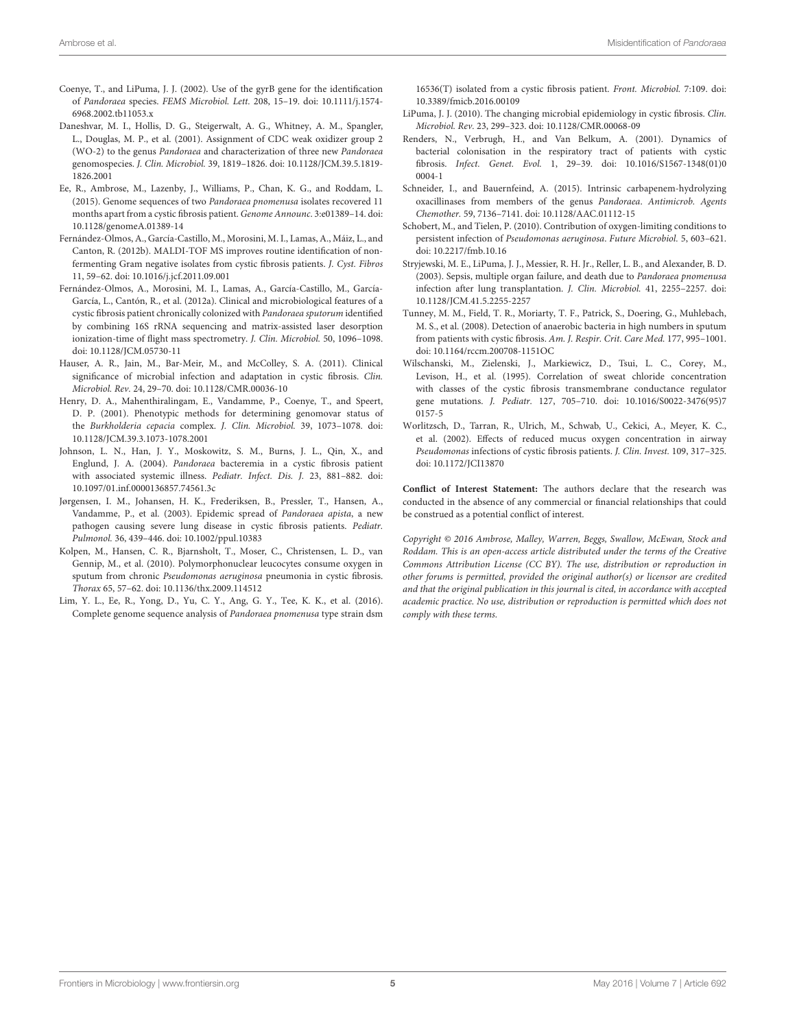Coenye, T., and LiPuma, J. J. (2002). Use of the gyrB gene for the identification of *Pandoraea* species. *FEMS Microbiol. Lett.* 208, 15–19. doi: 10.1111/j.1574-6968.2002.tb11053.x

Daneshvar, M. I., Hollis, D. G., Steigerwalt, A. G., Whitney, A. M., Spangler, L., Douglas, M. P., et al. (2001). Assignment of CDC weak oxidizer group 2 (WO-2) to the genus *Pandoraea* and characterization of three new *Pandoraea* genomospecies. *J. Clin. Microbiol.* 39, 1819–1826. doi: 10.1128/JCM.39.5.1819-1826.2001

Ee, R., Ambrose, M., Lazenby, J., Williams, P., Chan, K. G., and Roddam, L. (2015). Genome sequences of two *Pandoraea pnomenusa* isolates recovered 11 months apart from a cystic fibrosis patient. *Genome Announc.* 3:e01389–14. doi: 10.1128/genomeA.01389-14

Fernández-Olmos, A., García-Castillo, M., Morosini, M. I., Lamas, A., Máiz, L., and Canton, R. (2012b). MALDI-TOF MS improves routine identification of non-fermenting Gram negative isolates from cystic fibrosis patients. *J. Cyst. Fibros* 11, 59–62. doi: 10.1016/j.jcf.2011.09.001

Fernández-Olmos, A., Morosini, M. I., Lamas, A., García-Castillo, M., García-García, L., Cantón, R., et al. (2012a). Clinical and microbiological features of a cystic fibrosis patient chronically colonized with *Pandoraea sputorum* identified by combining 16S rRNA sequencing and matrix-assisted laser desorption ionization-time of flight mass spectrometry. *J. Clin. Microbiol.* 50, 1096–1098. doi: 10.1128/JCM.05730-11

Hauser, A. R., Jain, M., Bar-Meir, M., and McColley, S. A. (2011). Clinical significance of microbial infection and adaptation in cystic fibrosis. *Clin. Microbiol. Rev.* 24, 29–70. doi: 10.1128/CMR.00036-10

Henry, D. A., Mahenthiralingam, E., Vandamme, P., Coenye, T., and Speert, D. P. (2001). Phenotypic methods for determining genomovar status of the *Burkholderia cepacia* complex. *J. Clin. Microbiol.* 39, 1073–1078. doi: 10.1128/JCM.39.3.1073-1078.2001

Johnson, L. N., Han, J. Y., Moskowitz, S. M., Burns, J. L., Qin, X., and Englund, J. A. (2004). *Pandoraea* bacteremia in a cystic fibrosis patient with associated systemic illness. *Pediatr. Infect. Dis. J.* 23, 881–882. doi: 10.1097/01.inf.0000136857.74561.3c

Jørgensen, I. M., Johansen, H. K., Frederiksen, B., Pressler, T., Hansen, A., Vandamme, P., et al. (2003). Epidemic spread of *Pandoraea apista*, a new pathogen causing severe lung disease in cystic fibrosis patients. *Pediatr. Pulmonol.* 36, 439–446. doi: 10.1002/ppul.10383

Kolpen, M., Hansen, C. R., Bjarnsholt, T., Moser, C., Christensen, L. D., van Gennip, M., et al. (2010). Polymorphonuclear leucocytes consume oxygen in sputum from chronic *Pseudomonas aeruginosa* pneumonia in cystic fibrosis. *Thorax* 65, 57–62. doi: 10.1136/thx.2009.114512

Lim, Y. L., Ee, R., Yong, D., Yu, C. Y., Ang, G. Y., Tee, K. K., et al. (2016). Complete genome sequence analysis of *Pandoraea pnomenusa* type strain dsm 16536(T) isolated from a cystic fibrosis patient. *Front. Microbiol.* 7:109. doi: 10.3389/fmicb.2016.00109

LiPuma, J. J. (2010). The changing microbial epidemiology in cystic fibrosis. *Clin. Microbiol. Rev.* 23, 299–323. doi: 10.1128/CMR.00068-09

Renders, N., Verbrugh, H., and Van Belkum, A. (2001). Dynamics of bacterial colonisation in the respiratory tract of patients with cystic fibrosis. *Infect. Genet. Evol.* 1, 29–39. doi: 10.1016/S1567-1348(01)00004-1

Schneider, I., and Bauernfeind, A. (2015). Intrinsic carbapenem-hydrolyzing oxacillinases from members of the genus *Pandoraea*. *Antimicrob. Agents Chemother.* 59, 7136–7141. doi: 10.1128/AAC.01112-15

Schobert, M., and Tielen, P. (2010). Contribution of oxygen-limiting conditions to persistent infection of *Pseudomonas aeruginosa*. *Future Microbiol.* 5, 603–621. doi: 10.2217/fmb.10.16

Stryjewski, M. E., LiPuma, J. J., Messier, R. H. Jr., Reller, L. B., and Alexander, B. D. (2003). Sepsis, multiple organ failure, and death due to *Pandoraea pnomenusa* infection after lung transplantation. *J. Clin. Microbiol.* 41, 2255–2257. doi: 10.1128/JCM.41.5.2255-2257

Tunney, M. M., Field, T. R., Moriarty, T. F., Patrick, S., Doering, G., Muhlebach, M. S., et al. (2008). Detection of anaerobic bacteria in high numbers in sputum from patients with cystic fibrosis. *Am. J. Respir. Crit. Care Med.* 177, 995–1001. doi: 10.1164/rccm.200708-1151OC

Wilschanski, M., Zielenski, J., Markiewicz, D., Tsui, L. C., Corey, M., Levison, H., et al. (1995). Correlation of sweat chloride concentration with classes of the cystic fibrosis transmembrane conductance regulator gene mutations. *J. Pediatr.* 127, 705–710. doi: 10.1016/S0022-3476(95)70157-5

Worlitzsch, D., Tarran, R., Ulrich, M., Schwab, U., Cekici, A., Meyer, K. C., et al. (2002). Effects of reduced mucus oxygen concentration in airway *Pseudomonas* infections of cystic fibrosis patients. *J. Clin. Invest.* 109, 317–325. doi: 10.1172/JCI13870

**Conflict of Interest Statement:** The authors declare that the research was conducted in the absence of any commercial or financial relationships that could be construed as a potential conflict of interest.

*Copyright © 2016 Ambrose, Malley, Warren, Beggs, Swallow, McEwan, Stock and Roddam. This is an open-access article distributed under the terms of the Creative Commons Attribution License (CC BY). The use, distribution or reproduction in other forums is permitted, provided the original author(s) or licensor are credited and that the original publication in this journal is cited, in accordance with accepted academic practice. No use, distribution or reproduction is permitted which does not comply with these terms.*